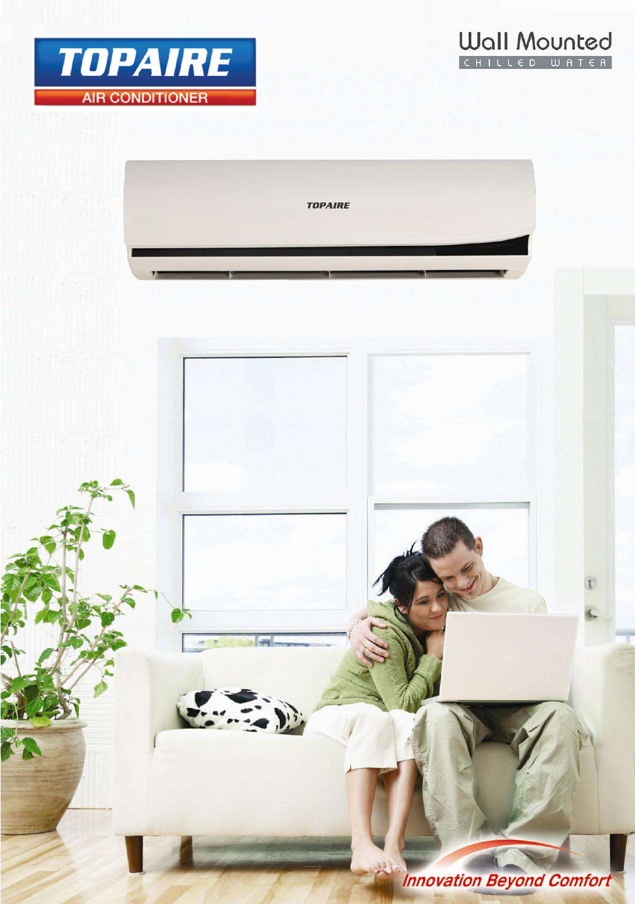# TOPAIRE

AIR CONDITIONER

## Wall Mounted

CHILLED WATER

TOPAIRE

*Innovation Beyond Comfort*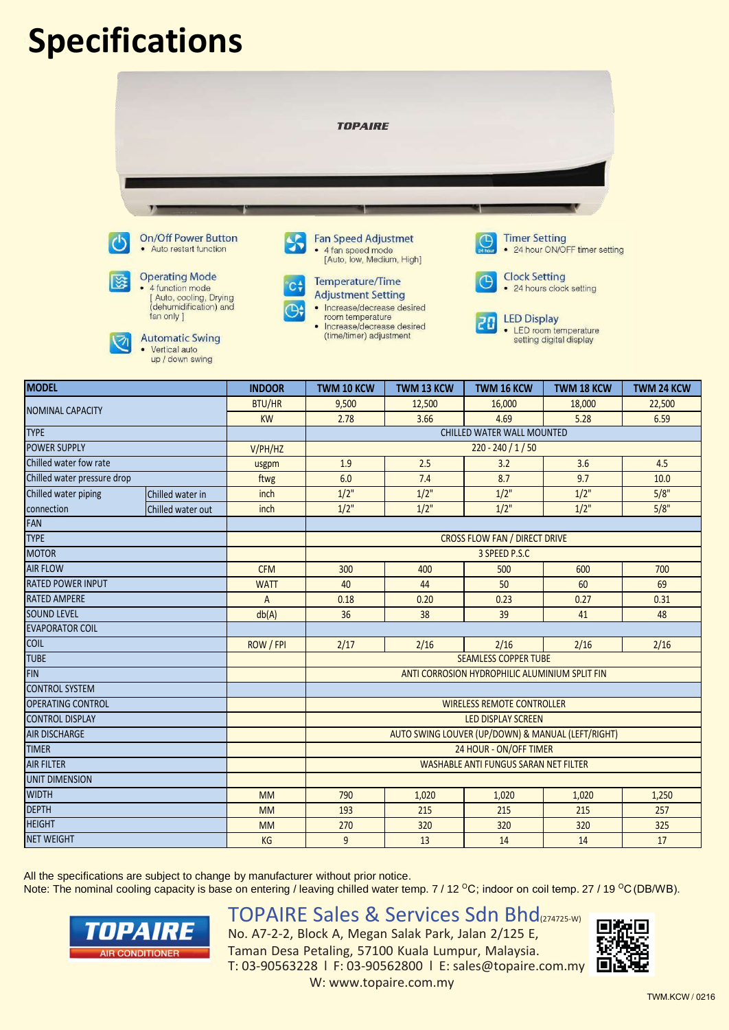# Specifications

**On/Off Power Button**
- Auto restart function

**Operating Mode**
- 4 function mode
  [ Auto, cooling, Drying (dehumidification) and fan only ]

**Automatic Swing**
- Vertical auto up / down swing

**Fan Speed Adjustmet**
- 4 fan speed mode
  [Auto, low, Medium, High]

**Temperature/Time Adjustment Setting**
- Increase/decrease desired room temperature
- Increase/decrease desired (time/timer) adjustment

**Timer Setting**
- 24 hour ON/OFF timer setting

**Clock Setting**
- 24 hours clock setting

**LED Display**
- LED room temperature setting digital display

| MODEL | | INDOOR | TWM 10 KCW | TWM 13 KCW | TWM 16 KCW | TWM 18 KCW | TWM 24 KCW |
|---|---|---|---|---|---|---|---|
| NOMINAL CAPACITY | | BTU/HR | 9,500 | 12,500 | 16,000 | 18,000 | 22,500 |
| | | KW | 2.78 | 3.66 | 4.69 | 5.28 | 6.59 |
| TYPE | | | CHILLED WATER WALL MOUNTED | | | | |
| POWER SUPPLY | | V/PH/HZ | 220 - 240 / 1 / 50 | | | | |
| Chilled water fow rate | | usgpm | 1.9 | 2.5 | 3.2 | 3.6 | 4.5 |
| Chilled water pressure drop | | ftwg | 6.0 | 7.4 | 8.7 | 9.7 | 10.0 |
| Chilled water piping connection | Chilled water in | inch | 1/2" | 1/2" | 1/2" | 1/2" | 5/8" |
| | Chilled water out | inch | 1/2" | 1/2" | 1/2" | 1/2" | 5/8" |
| FAN | | | | | | | |
| TYPE | | | CROSS FLOW FAN / DIRECT DRIVE | | | | |
| MOTOR | | | 3 SPEED P.S.C | | | | |
| AIR FLOW | | CFM | 300 | 400 | 500 | 600 | 700 |
| RATED POWER INPUT | | WATT | 40 | 44 | 50 | 60 | 69 |
| RATED AMPERE | | A | 0.18 | 0.20 | 0.23 | 0.27 | 0.31 |
| SOUND LEVEL | | db(A) | 36 | 38 | 39 | 41 | 48 |
| EVAPORATOR COIL | | | | | | | |
| COIL | | ROW / FPI | 2/17 | 2/16 | 2/16 | 2/16 | 2/16 |
| TUBE | | | SEAMLESS COPPER TUBE | | | | |
| FIN | | | ANTI CORROSION HYDROPHILIC ALUMINIUM SPLIT FIN | | | | |
| CONTROL SYSTEM | | | | | | | |
| OPERATING CONTROL | | | WIRELESS REMOTE CONTROLLER | | | | |
| CONTROL DISPLAY | | | LED DISPLAY SCREEN | | | | |
| AIR DISCHARGE | | | AUTO SWING LOUVER (UP/DOWN) & MANUAL (LEFT/RIGHT) | | | | |
| TIMER | | | 24 HOUR - ON/OFF TIMER | | | | |
| AIR FILTER | | | WASHABLE ANTI FUNGUS SARAN NET FILTER | | | | |
| UNIT DIMENSION | | | | | | | |
| WIDTH | | MM | 790 | 1,020 | 1,020 | 1,020 | 1,250 |
| DEPTH | | MM | 193 | 215 | 215 | 215 | 257 |
| HEIGHT | | MM | 270 | 320 | 320 | 320 | 325 |
| NET WEIGHT | | KG | 9 | 13 | 14 | 14 | 17 |

All the specifications are subject to change by manufacturer without prior notice.
Note: The nominal cooling capacity is base on entering / leaving chilled water temp. 7 / 12 $^{O}$C; indoor on coil temp. 27 / 19 $^{O}$C (DB/WB).

TOPAIRE AIR CONDITIONER

TOPAIRE Sales & Services Sdn Bhd (274725-W)
No. A7-2-2, Block A, Megan Salak Park, Jalan 2/125 E,
Taman Desa Petaling, 57100 Kuala Lumpur, Malaysia.
T: 03-90563228 I F: 03-90562800 I E: sales@topaire.com.my
W: www.topaire.com.my

TWM.KCW / 0216